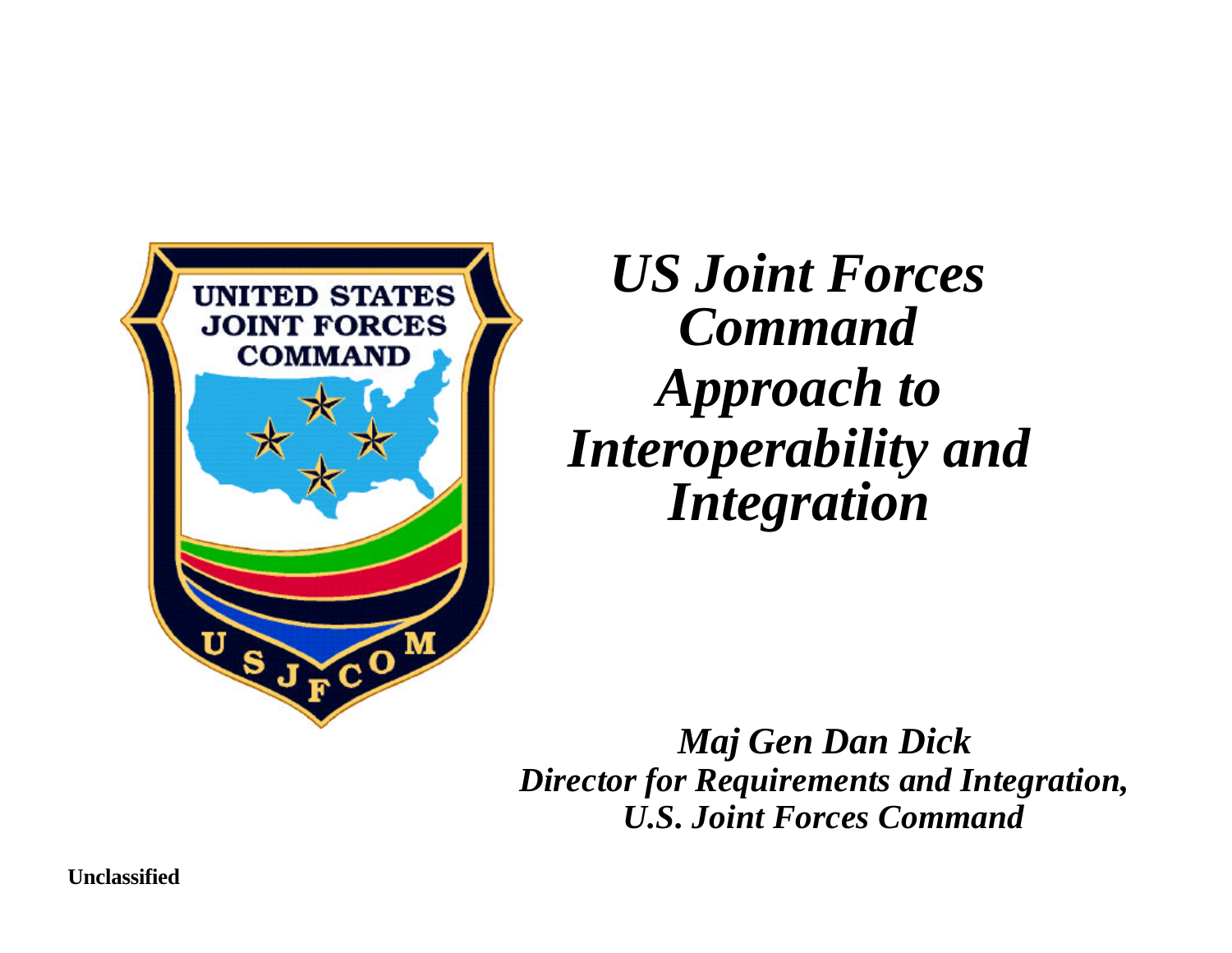# *US Joint Forces Command Approach to Interoperability and Integration*

***Maj Gen Dan Dick***
***Director for Requirements and Integration, U.S. Joint Forces Command***

**Unclassified**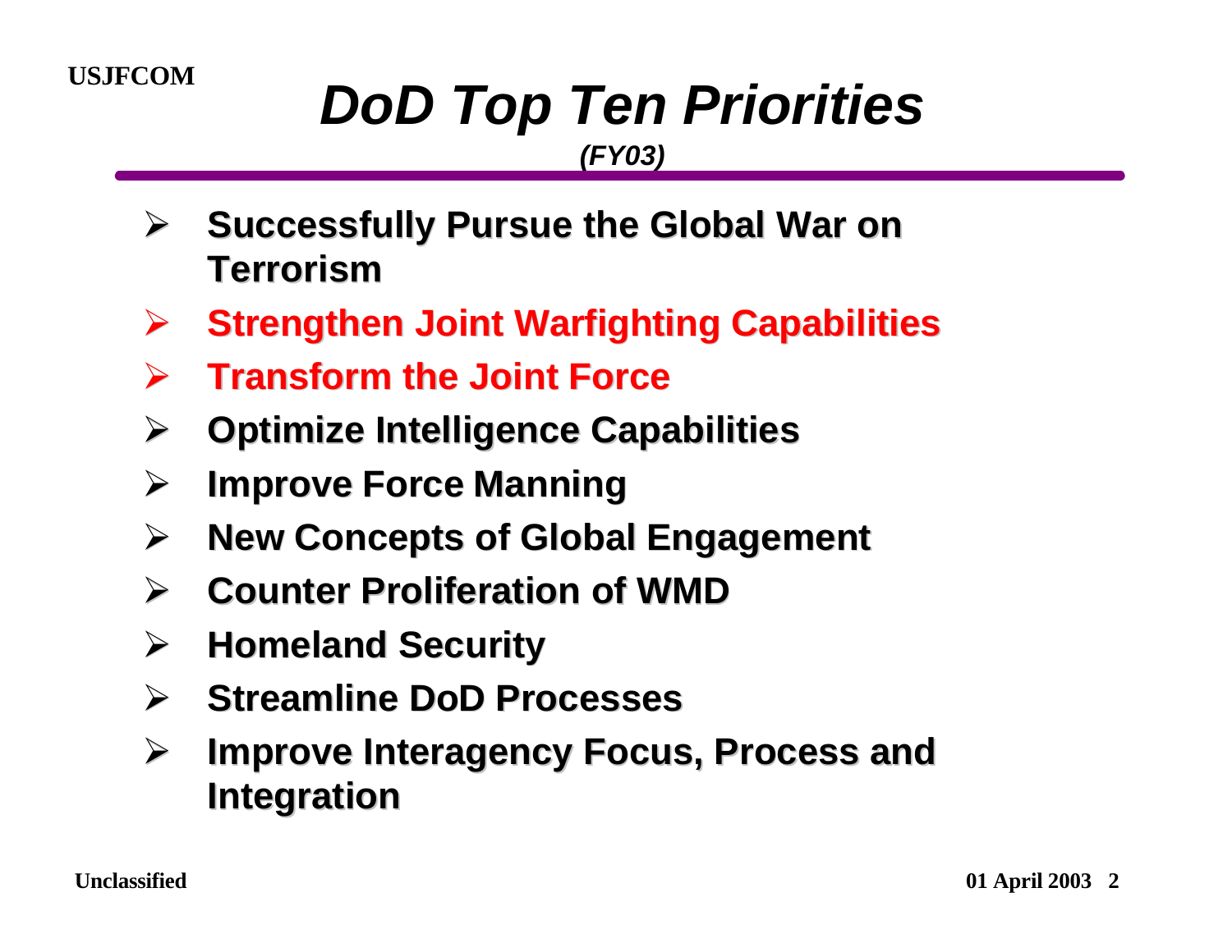# *DoD Top Ten Priorities*

***(FY03)***

- **Successfully Pursue the Global War on Terrorism**
- **Strengthen Joint Warfighting Capabilities**
- **Transform the Joint Force**
- **Optimize Intelligence Capabilities**
- **Improve Force Manning**
- **New Concepts of Global Engagement**
- **Counter Proliferation of WMD**
- **Homeland Security**
- **Streamline DoD Processes**
- **Improve Interagency Focus, Process and Integration**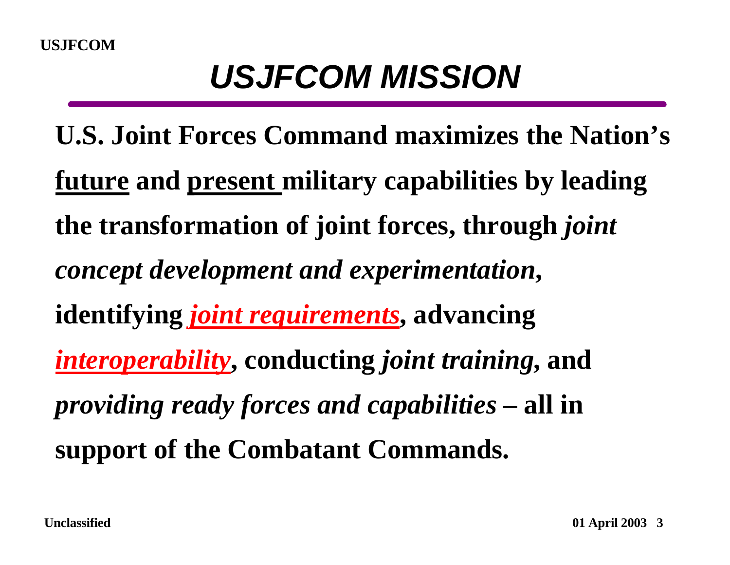# *USJFCOM MISSION*

**U.S. Joint Forces Command maximizes the Nation's <u>future</u> and <u>present</u> military capabilities by leading the transformation of joint forces, through *joint concept development and experimentation*, identifying *<u>joint requirements</u>*, advancing *<u>interoperability</u>*, conducting *joint training*, and *providing ready forces and capabilities* – all in support of the Combatant Commands.**

Unclassified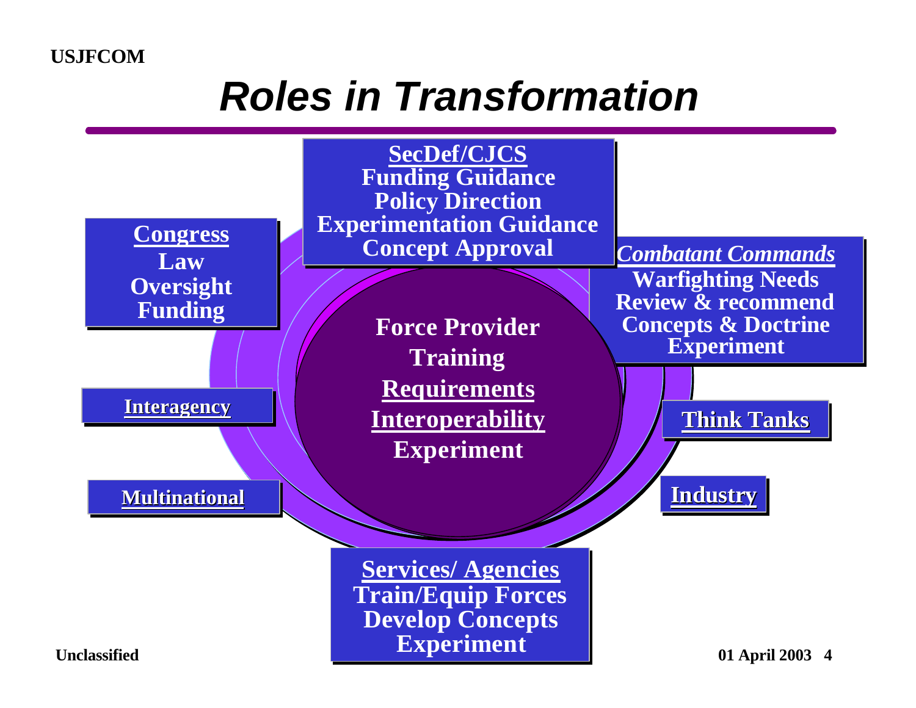# Roles in Transformation

**SecDef/CJCS**
- Funding Guidance
- Policy Direction
- Experimentation Guidance
- Concept Approval

**Congress**
- Law
- Oversight
- Funding

***Combatant Commands***
- Warfighting Needs
- Review & recommend
- Concepts & Doctrine
- Experiment

**Force Provider**
**Training**
**Requirements**
**Interoperability**
**Experiment**

**Interagency**

**Think Tanks**

**Multinational**

**Industry**

**Services/ Agencies**
- Train/Equip Forces
- Develop Concepts
- Experiment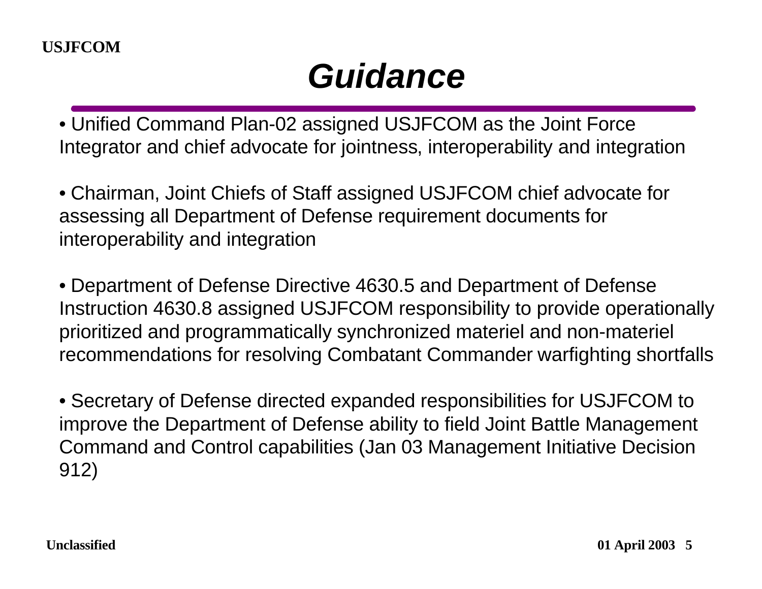# Guidance

- Unified Command Plan-02 assigned USJFCOM as the Joint Force Integrator and chief advocate for jointness, interoperability and integration

- Chairman, Joint Chiefs of Staff assigned USJFCOM chief advocate for assessing all Department of Defense requirement documents for interoperability and integration

- Department of Defense Directive 4630.5 and Department of Defense Instruction 4630.8 assigned USJFCOM responsibility to provide operationally prioritized and programmatically synchronized materiel and non-materiel recommendations for resolving Combatant Commander warfighting shortfalls

- Secretary of Defense directed expanded responsibilities for USJFCOM to improve the Department of Defense ability to field Joint Battle Management Command and Control capabilities (Jan 03 Management Initiative Decision 912)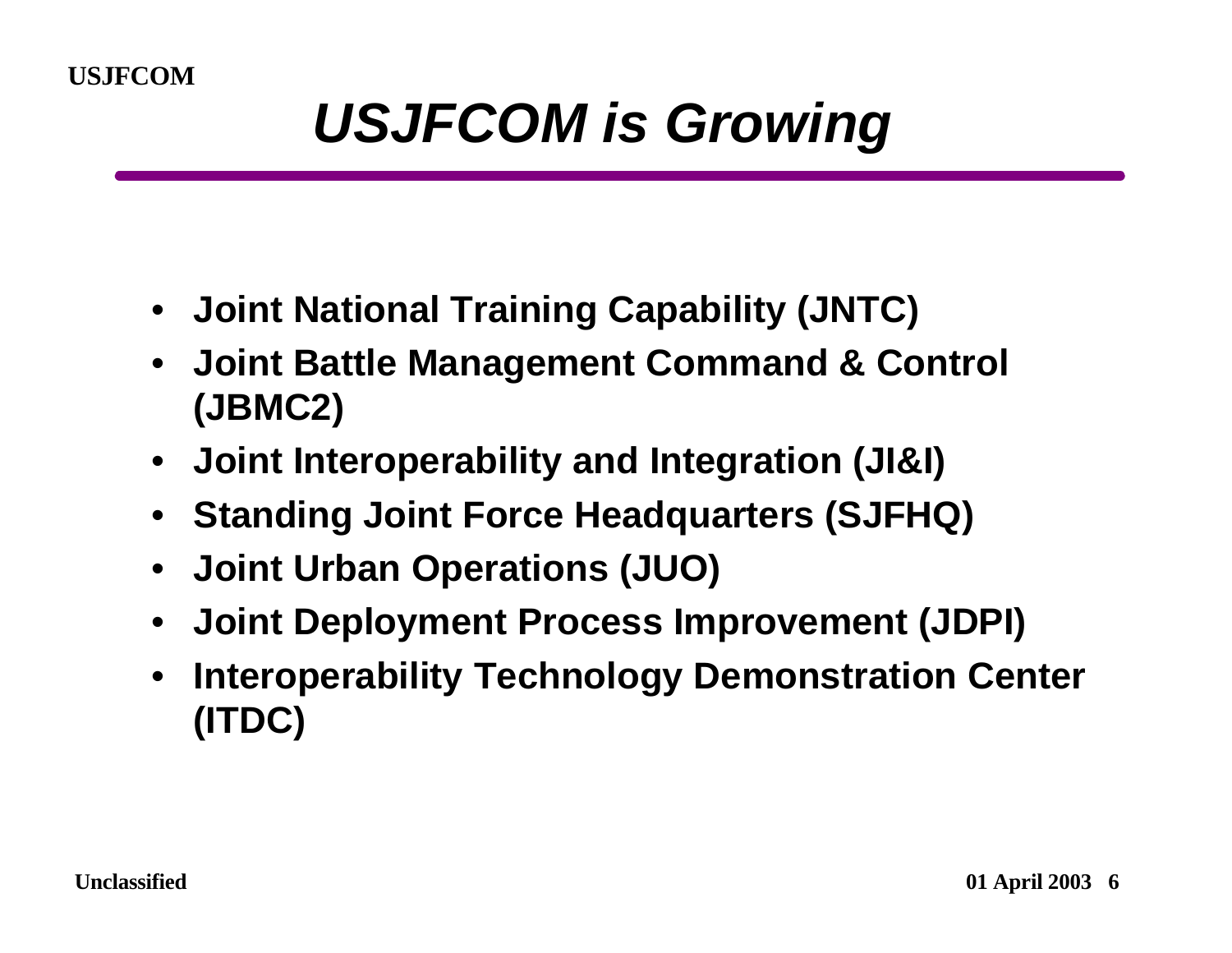# *USJFCOM is Growing*

- **Joint National Training Capability (JNTC)**
- **Joint Battle Management Command & Control (JBMC2)**
- **Joint Interoperability and Integration (JI&I)**
- **Standing Joint Force Headquarters (SJFHQ)**
- **Joint Urban Operations (JUO)**
- **Joint Deployment Process Improvement (JDPI)**
- **Interoperability Technology Demonstration Center (ITDC)**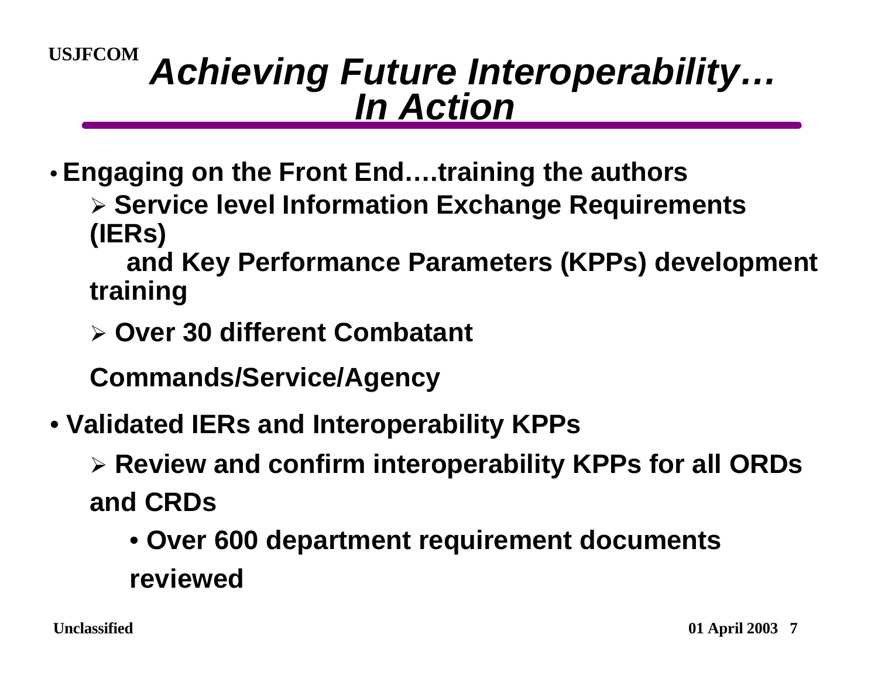# *Achieving Future Interoperability… In Action*

- **Engaging on the Front End….training the authors**
  - **Service level Information Exchange Requirements (IERs) and Key Performance Parameters (KPPs) development training**
  - **Over 30 different Combatant Commands/Service/Agency**
- **Validated IERs and Interoperability KPPs**
  - **Review and confirm interoperability KPPs for all ORDs and CRDs**
    - **Over 600 department requirement documents reviewed**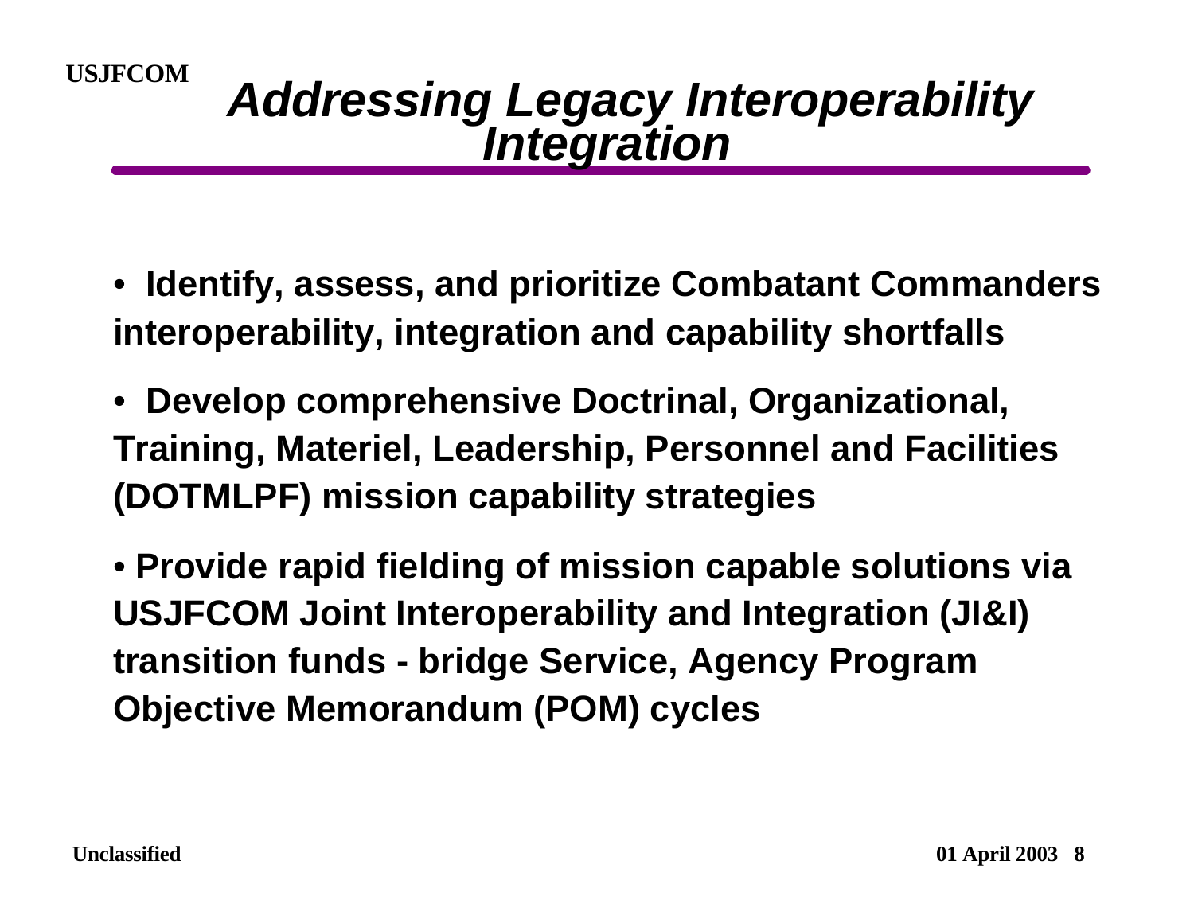# Addressing Legacy Interoperability Integration

- **Identify, assess, and prioritize Combatant Commanders interoperability, integration and capability shortfalls**
- **Develop comprehensive Doctrinal, Organizational, Training, Materiel, Leadership, Personnel and Facilities (DOTMLPF) mission capability strategies**
- **Provide rapid fielding of mission capable solutions via USJFCOM Joint Interoperability and Integration (JI&I) transition funds - bridge Service, Agency Program Objective Memorandum (POM) cycles**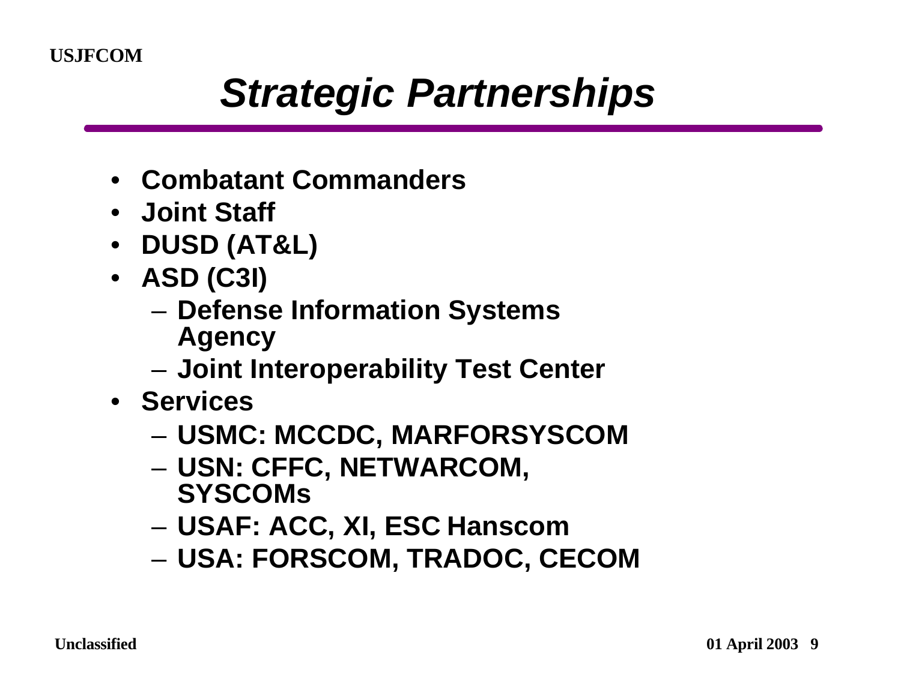# Strategic Partnerships

- Combatant Commanders
- Joint Staff
- DUSD (AT&L)
- ASD (C3I)
  - Defense Information Systems Agency
  - Joint Interoperability Test Center
- Services
  - USMC: MCCDC, MARFORSYSCOM
  - USN: CFFC, NETWARCOM, SYSCOMs
  - USAF: ACC, XI, ESC Hanscom
  - USA: FORSCOM, TRADOC, CECOM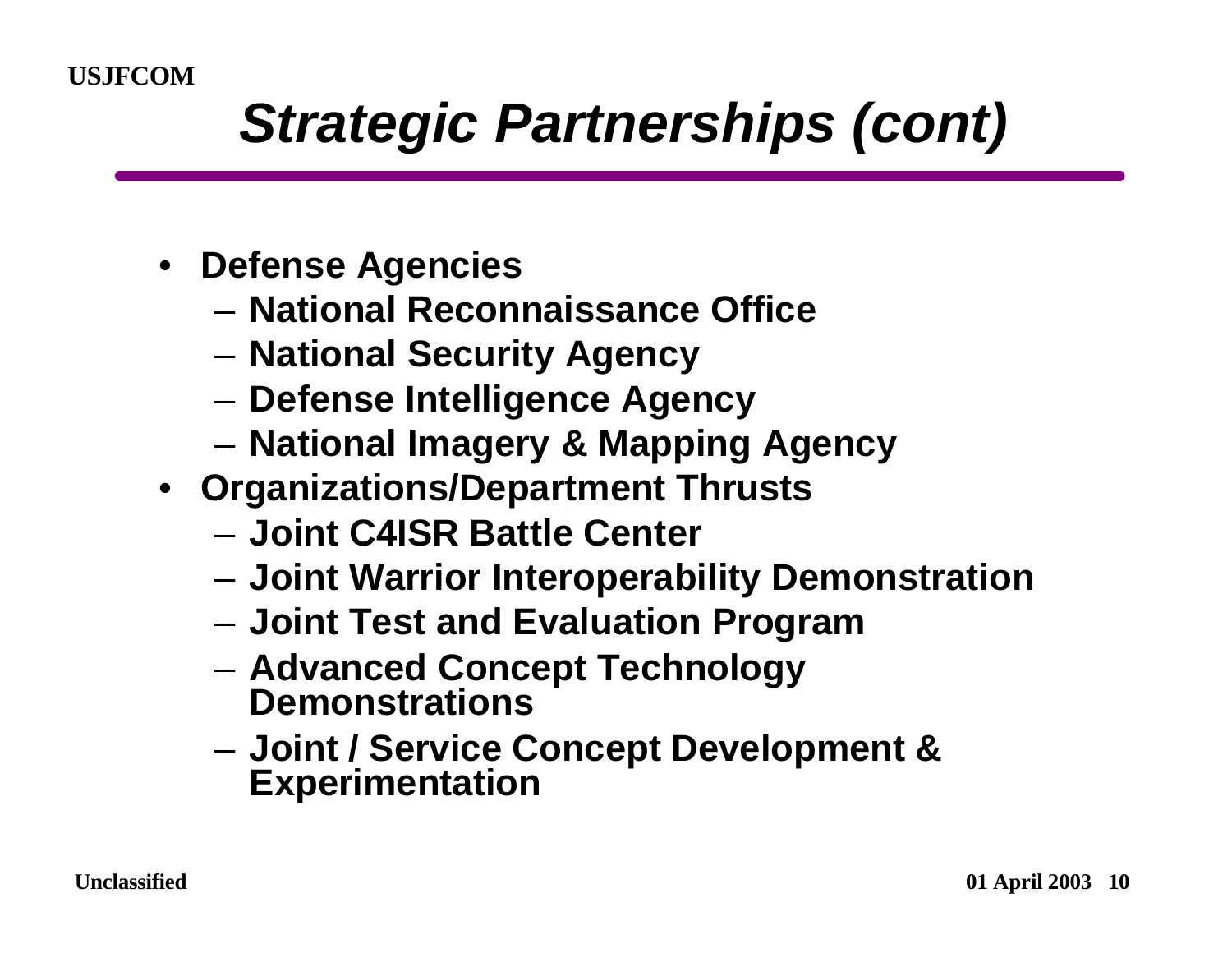# *Strategic Partnerships (cont)*

- **Defense Agencies**
  - **National Reconnaissance Office**
  - **National Security Agency**
  - **Defense Intelligence Agency**
  - **National Imagery & Mapping Agency**
- **Organizations/Department Thrusts**
  - **Joint C4ISR Battle Center**
  - **Joint Warrior Interoperability Demonstration**
  - **Joint Test and Evaluation Program**
  - **Advanced Concept Technology Demonstrations**
  - **Joint / Service Concept Development & Experimentation**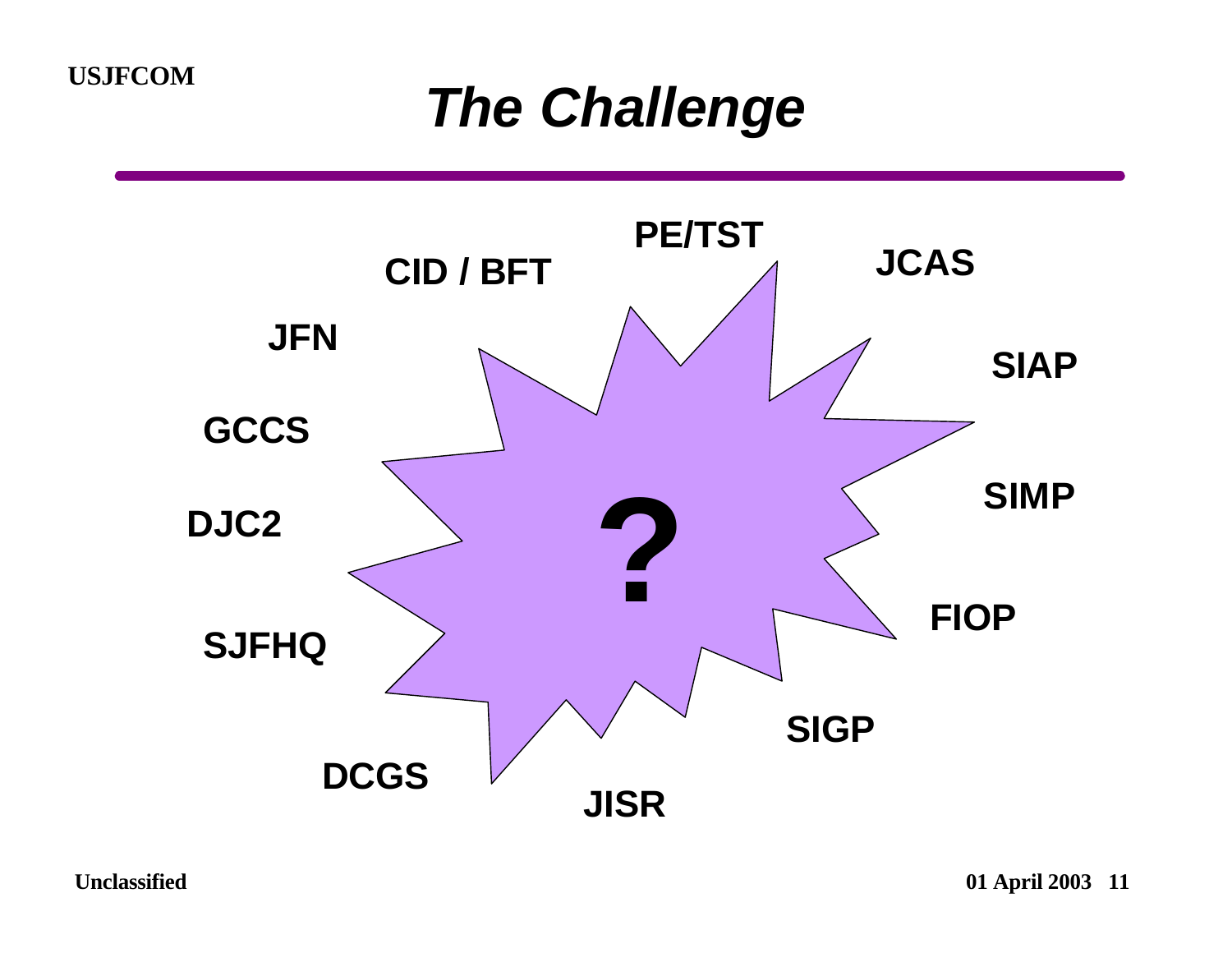# *The Challenge*

PE/TST

CID / BFT

JCAS

JFN

SIAP

GCCS

SIMP

DJC2

?

FIOP

SJFHQ

SIGP

DCGS

JISR

Unclassified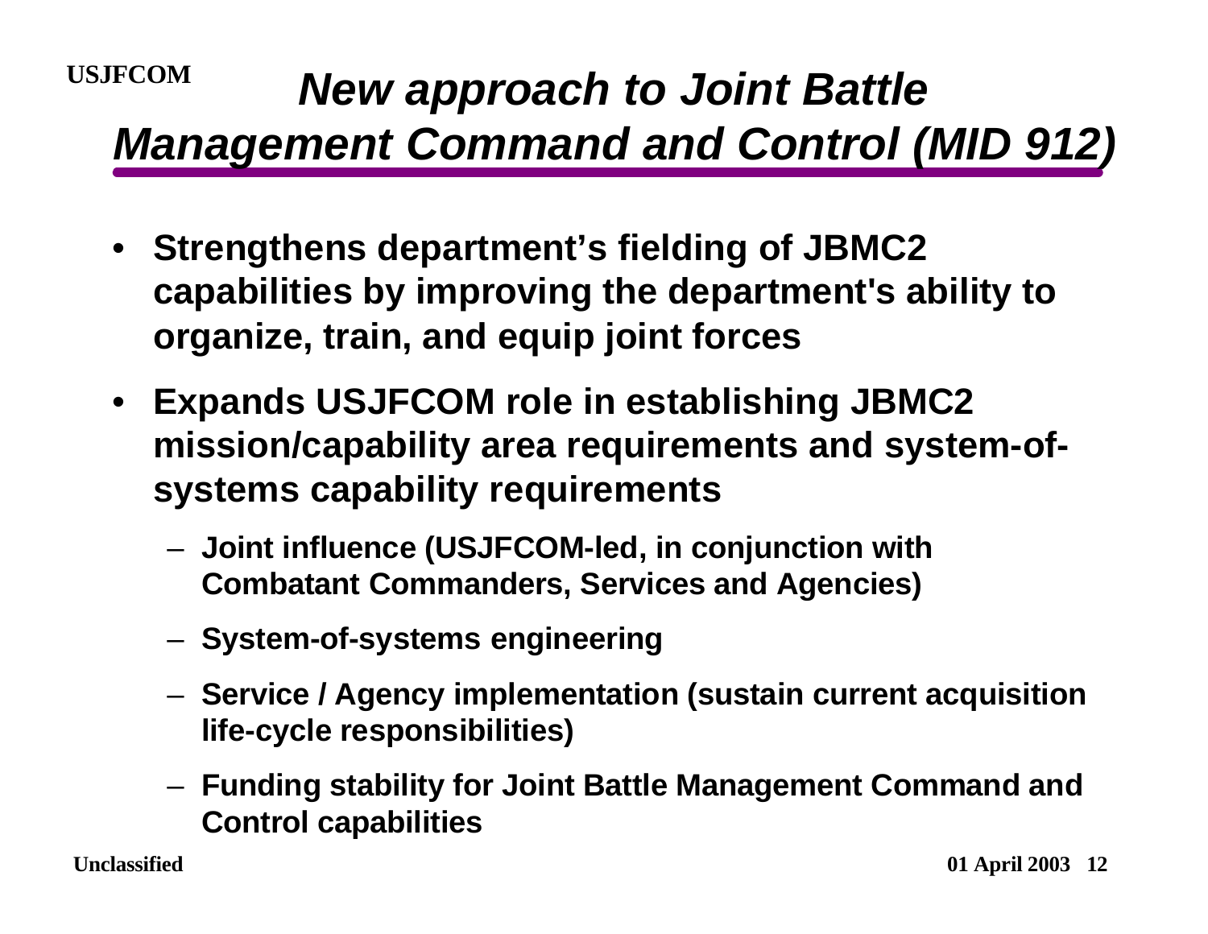# *New approach to Joint Battle Management Command and Control (MID 912)*

- **Strengthens department's fielding of JBMC2 capabilities by improving the department's ability to organize, train, and equip joint forces**
- **Expands USJFCOM role in establishing JBMC2 mission/capability area requirements and system-of-systems capability requirements**
  - **Joint influence (USJFCOM-led, in conjunction with Combatant Commanders, Services and Agencies)**
  - **System-of-systems engineering**
  - **Service / Agency implementation (sustain current acquisition life-cycle responsibilities)**
  - **Funding stability for Joint Battle Management Command and Control capabilities**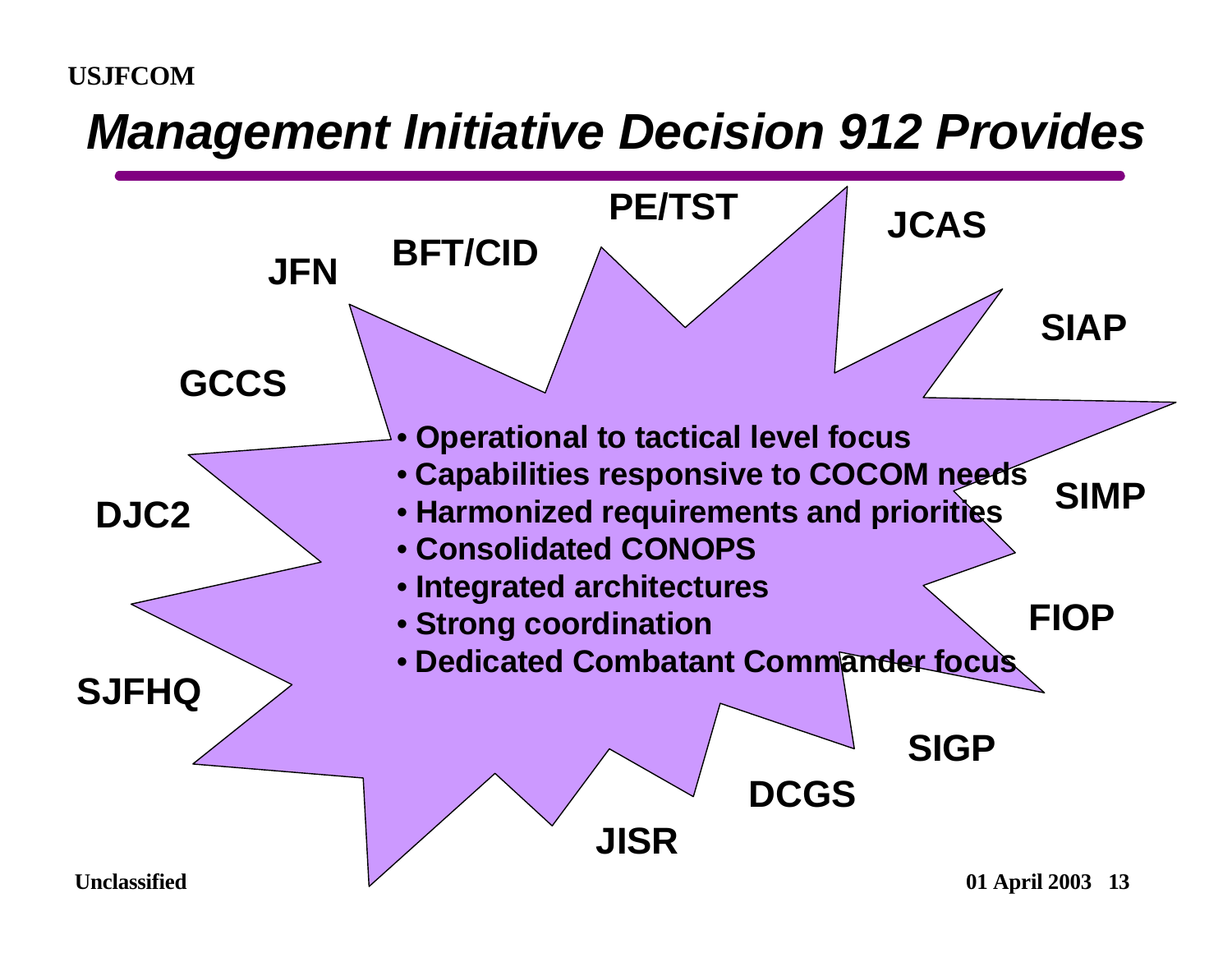# *Management Initiative Decision 912 Provides*

- **Operational to tactical level focus**
- **Capabilities responsive to COCOM needs**
- **Harmonized requirements and priorities**
- **Consolidated CONOPS**
- **Integrated architectures**
- **Strong coordination**
- **Dedicated Combatant Commander focus**

**JFN** **BFT/CID** **PE/TST** **JCAS** **SIAP** **SIMP** **FIOP** **SIGP** **DCGS** **JISR** **SJFHQ** **DJC2** **GCCS**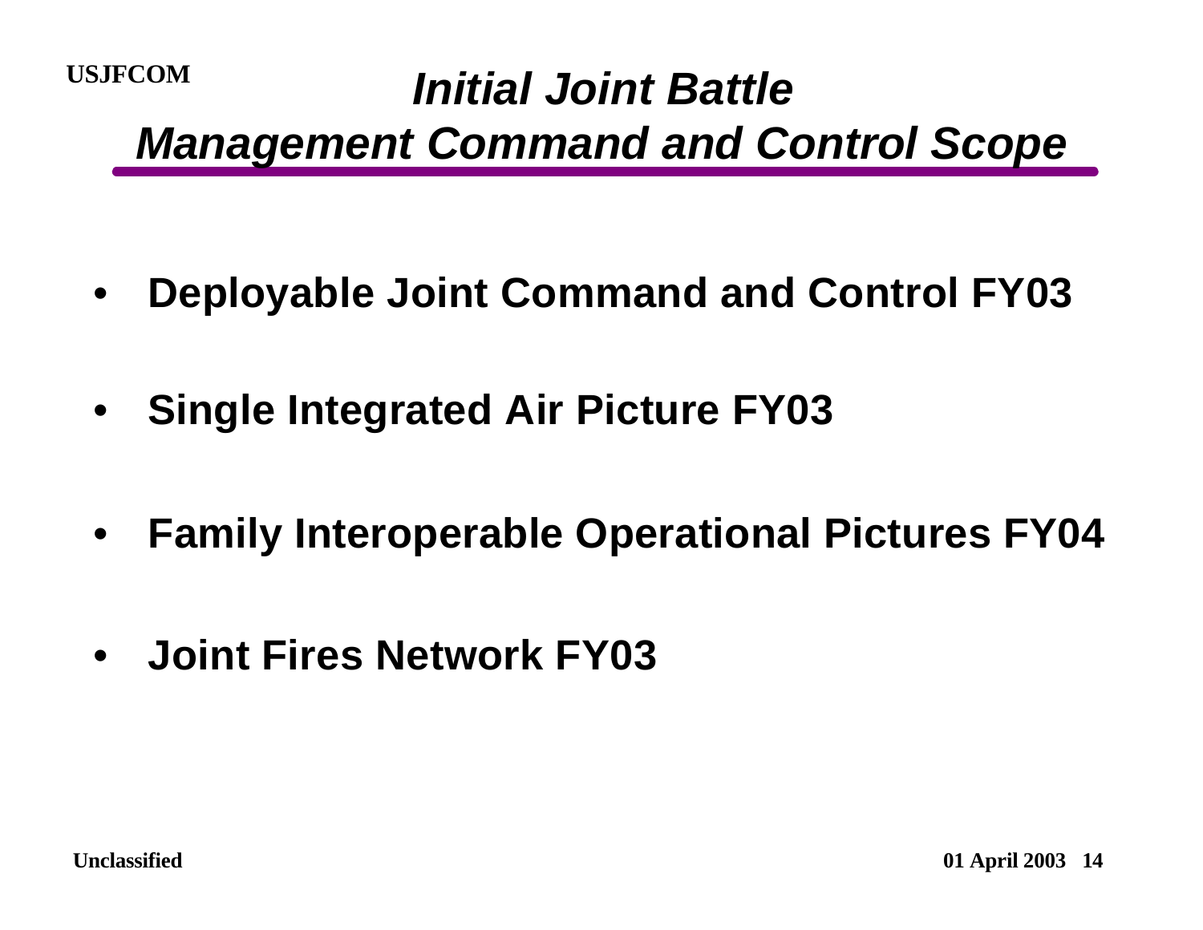# *Initial Joint Battle Management Command and Control Scope*

- **Deployable Joint Command and Control FY03**
- **Single Integrated Air Picture FY03**
- **Family Interoperable Operational Pictures FY04**
- **Joint Fires Network FY03**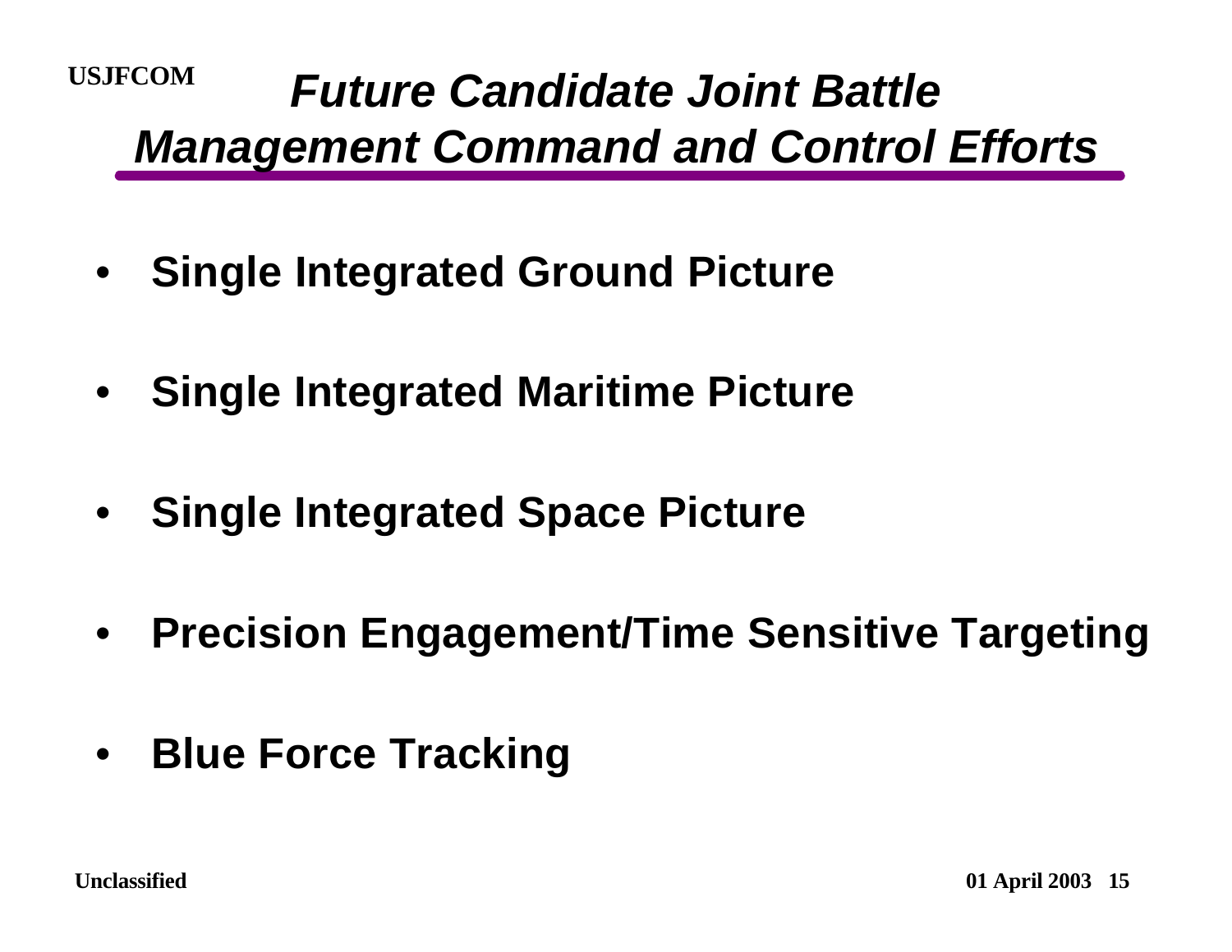# *Future Candidate Joint Battle Management Command and Control Efforts*

- **Single Integrated Ground Picture**
- **Single Integrated Maritime Picture**
- **Single Integrated Space Picture**
- **Precision Engagement/Time Sensitive Targeting**
- **Blue Force Tracking**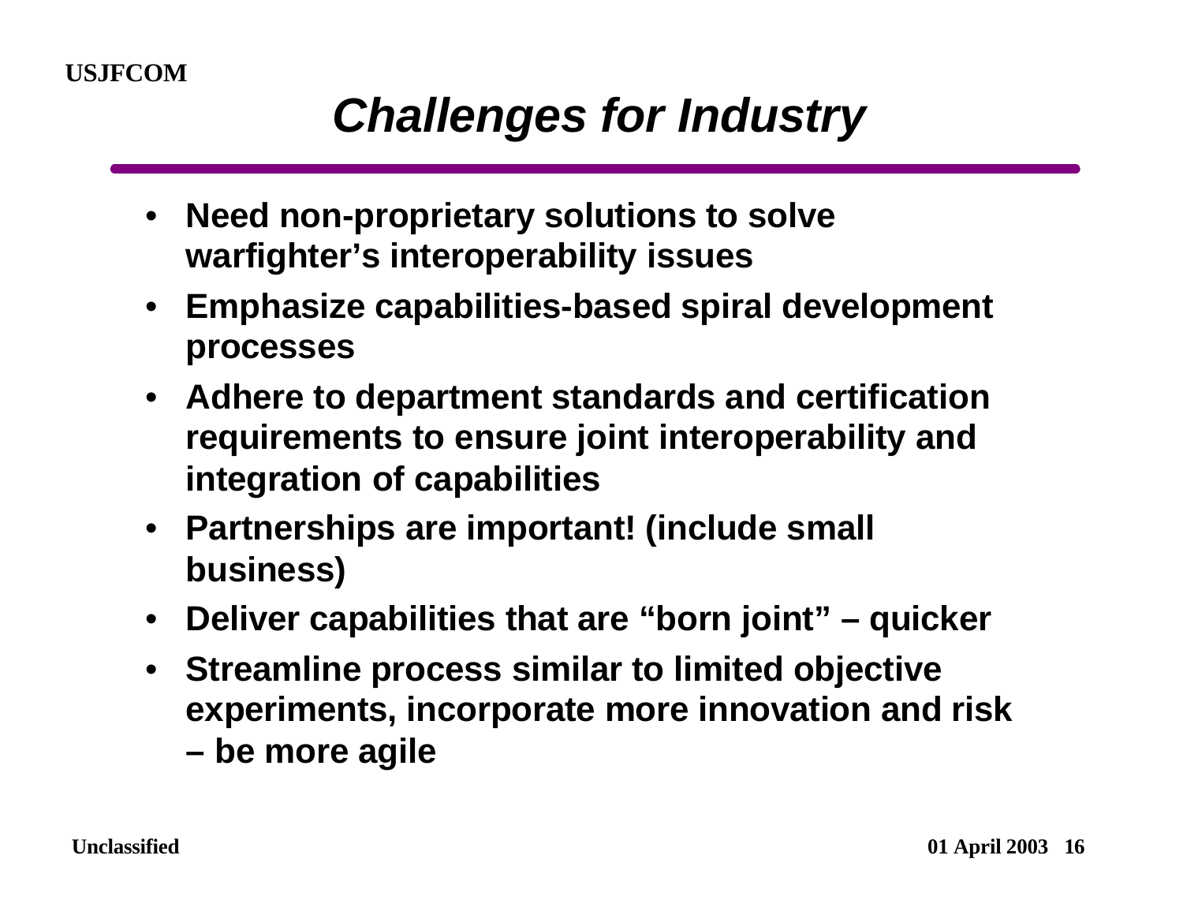# *Challenges for Industry*

- **Need non-proprietary solutions to solve warfighter's interoperability issues**
- **Emphasize capabilities-based spiral development processes**
- **Adhere to department standards and certification requirements to ensure joint interoperability and integration of capabilities**
- **Partnerships are important! (include small business)**
- **Deliver capabilities that are "born joint" – quicker**
- **Streamline process similar to limited objective experiments, incorporate more innovation and risk – be more agile**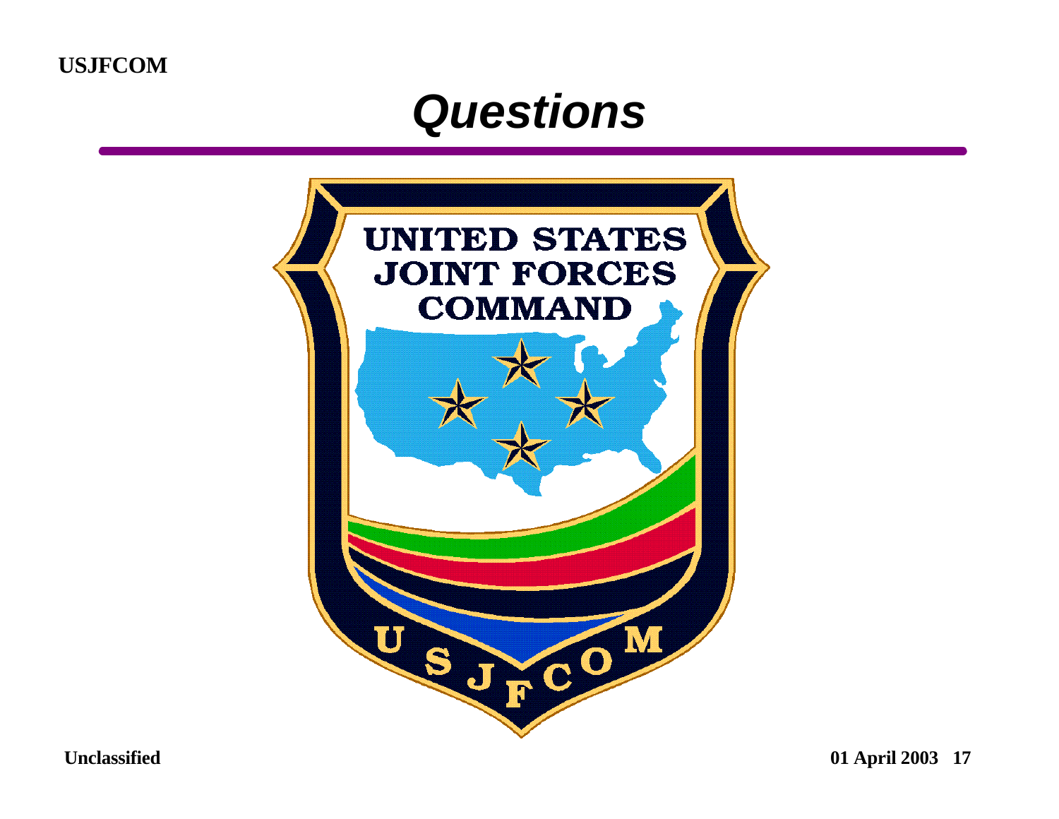# Questions

UNITED STATES JOINT FORCES COMMAND

USJFCOM

Unclassified